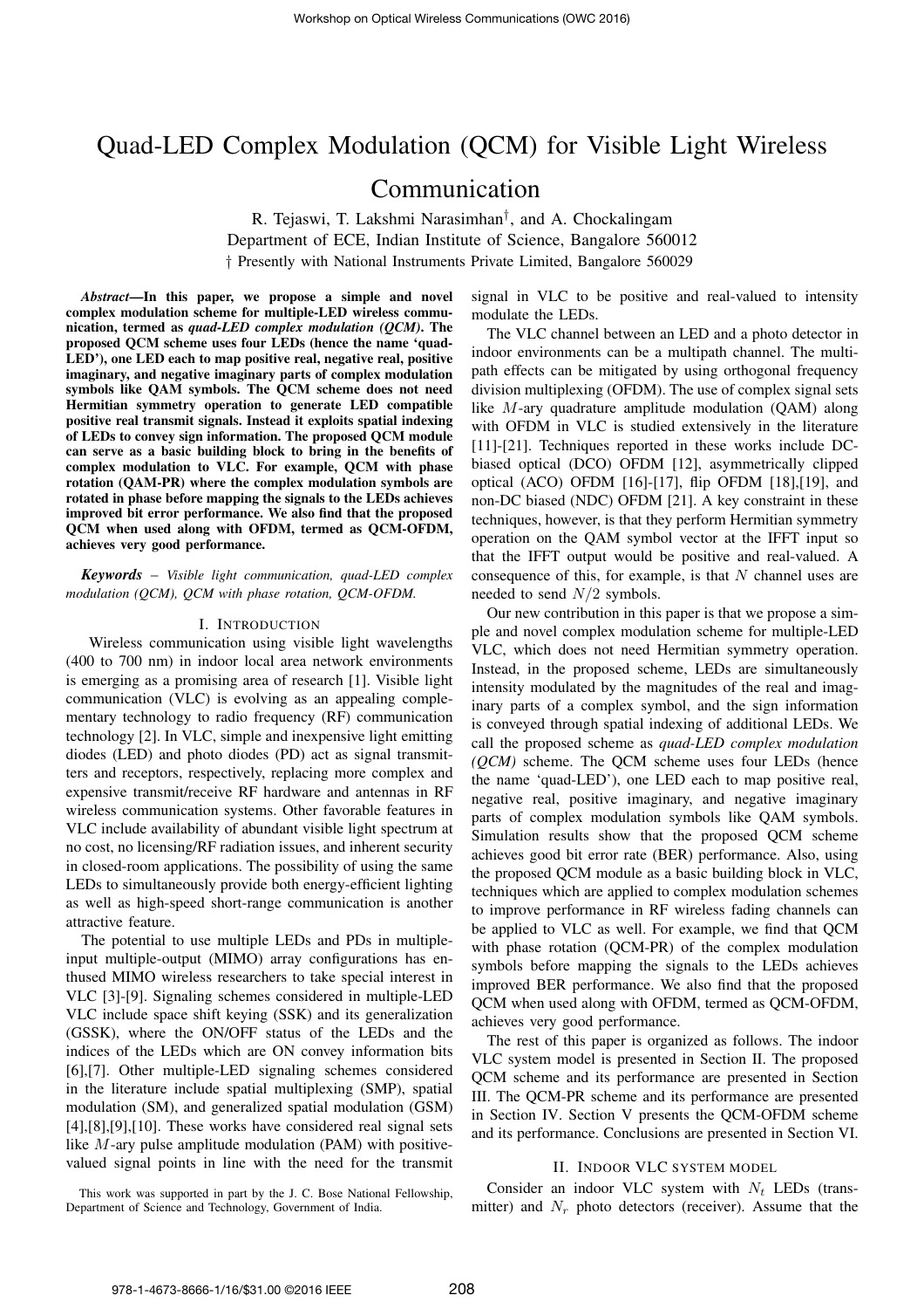# Quad-LED Complex Modulation (QCM) for Visible Light Wireless Communication

R. Tejaswi, T. Lakshmi Narasimhan[†], and A. Chockalingam

Department of ECE, Indian Institute of Science, Bangalore 560012

† Presently with National Instruments Private Limited, Bangalore 560029

***Abstract*—In this paper, we propose a simple and novel complex modulation scheme for multiple-LED wireless communication, termed as *quad-LED complex modulation (QCM)*. The proposed QCM scheme uses four LEDs (hence the name 'quad-LED'), one LED each to map positive real, negative real, positive imaginary, and negative imaginary parts of complex modulation symbols like QAM symbols. The QCM scheme does not need Hermitian symmetry operation to generate LED compatible positive real transmit signals. Instead it exploits spatial indexing of LEDs to convey sign information. The proposed QCM module can serve as a basic building block to bring in the benefits of complex modulation to VLC. For example, QCM with phase rotation (QAM-PR) where the complex modulation symbols are rotated in phase before mapping the signals to the LEDs achieves improved bit error performance. We also find that the proposed QCM when used along with OFDM, termed as QCM-OFDM, achieves very good performance.**

***Keywords*** – *Visible light communication, quad-LED complex modulation (QCM), QCM with phase rotation, QCM-OFDM.*

## I. Introduction

Wireless communication using visible light wavelengths (400 to 700 nm) in indoor local area network environments is emerging as a promising area of research [1]. Visible light communication (VLC) is evolving as an appealing complementary technology to radio frequency (RF) communication technology [2]. In VLC, simple and inexpensive light emitting diodes (LED) and photo diodes (PD) act as signal transmitters and receptors, respectively, replacing more complex and expensive transmit/receive RF hardware and antennas in RF wireless communication systems. Other favorable features in VLC include availability of abundant visible light spectrum at no cost, no licensing/RF radiation issues, and inherent security in closed-room applications. The possibility of using the same LEDs to simultaneously provide both energy-efficient lighting as well as high-speed short-range communication is another attractive feature.

The potential to use multiple LEDs and PDs in multiple-input multiple-output (MIMO) array configurations has enthused MIMO wireless researchers to take special interest in VLC [3]-[9]. Signaling schemes considered in multiple-LED VLC include space shift keying (SSK) and its generalization (GSSK), where the ON/OFF status of the LEDs and the indices of the LEDs which are ON convey information bits [6],[7]. Other multiple-LED signaling schemes considered in the literature include spatial multiplexing (SMP), spatial modulation (SM), and generalized spatial modulation (GSM) [4],[8],[9],[10]. These works have considered real signal sets like $M$-ary pulse amplitude modulation (PAM) with positive-valued signal points in line with the need for the transmit signal in VLC to be positive and real-valued to intensity modulate the LEDs.

The VLC channel between an LED and a photo detector in indoor environments can be a multipath channel. The multipath effects can be mitigated by using orthogonal frequency division multiplexing (OFDM). The use of complex signal sets like $M$-ary quadrature amplitude modulation (QAM) along with OFDM in VLC is studied extensively in the literature [11]-[21]. Techniques reported in these works include DC-biased optical (DCO) OFDM [12], asymmetrically clipped optical (ACO) OFDM [16]-[17], flip OFDM [18],[19], and non-DC biased (NDC) OFDM [21]. A key constraint in these techniques, however, is that they perform Hermitian symmetry operation on the QAM symbol vector at the IFFT input so that the IFFT output would be positive and real-valued. A consequence of this, for example, is that $N$ channel uses are needed to send $N/2$ symbols.

Our new contribution in this paper is that we propose a simple and novel complex modulation scheme for multiple-LED VLC, which does not need Hermitian symmetry operation. Instead, in the proposed scheme, LEDs are simultaneously intensity modulated by the magnitudes of the real and imaginary parts of a complex symbol, and the sign information is conveyed through spatial indexing of additional LEDs. We call the proposed scheme as *quad-LED complex modulation (QCM)* scheme. The QCM scheme uses four LEDs (hence the name 'quad-LED'), one LED each to map positive real, negative real, positive imaginary, and negative imaginary parts of complex modulation symbols like QAM symbols. Simulation results show that the proposed QCM scheme achieves good bit error rate (BER) performance. Also, using the proposed QCM module as a basic building block in VLC, techniques which are applied to complex modulation schemes to improve performance in RF wireless fading channels can be applied to VLC as well. For example, we find that QCM with phase rotation (QCM-PR) of the complex modulation symbols before mapping the signals to the LEDs achieves improved BER performance. We also find that the proposed QCM when used along with OFDM, termed as QCM-OFDM, achieves very good performance.

The rest of this paper is organized as follows. The indoor VLC system model is presented in Section II. The proposed QCM scheme and its performance are presented in Section III. The QCM-PR scheme and its performance are presented in Section IV. Section V presents the QCM-OFDM scheme and its performance. Conclusions are presented in Section VI.

## II. Indoor VLC system model

Consider an indoor VLC system with $N_t$ LEDs (transmitter) and $N_r$ photo detectors (receiver). Assume that the

This work was supported in part by the J. C. Bose National Fellowship, Department of Science and Technology, Government of India.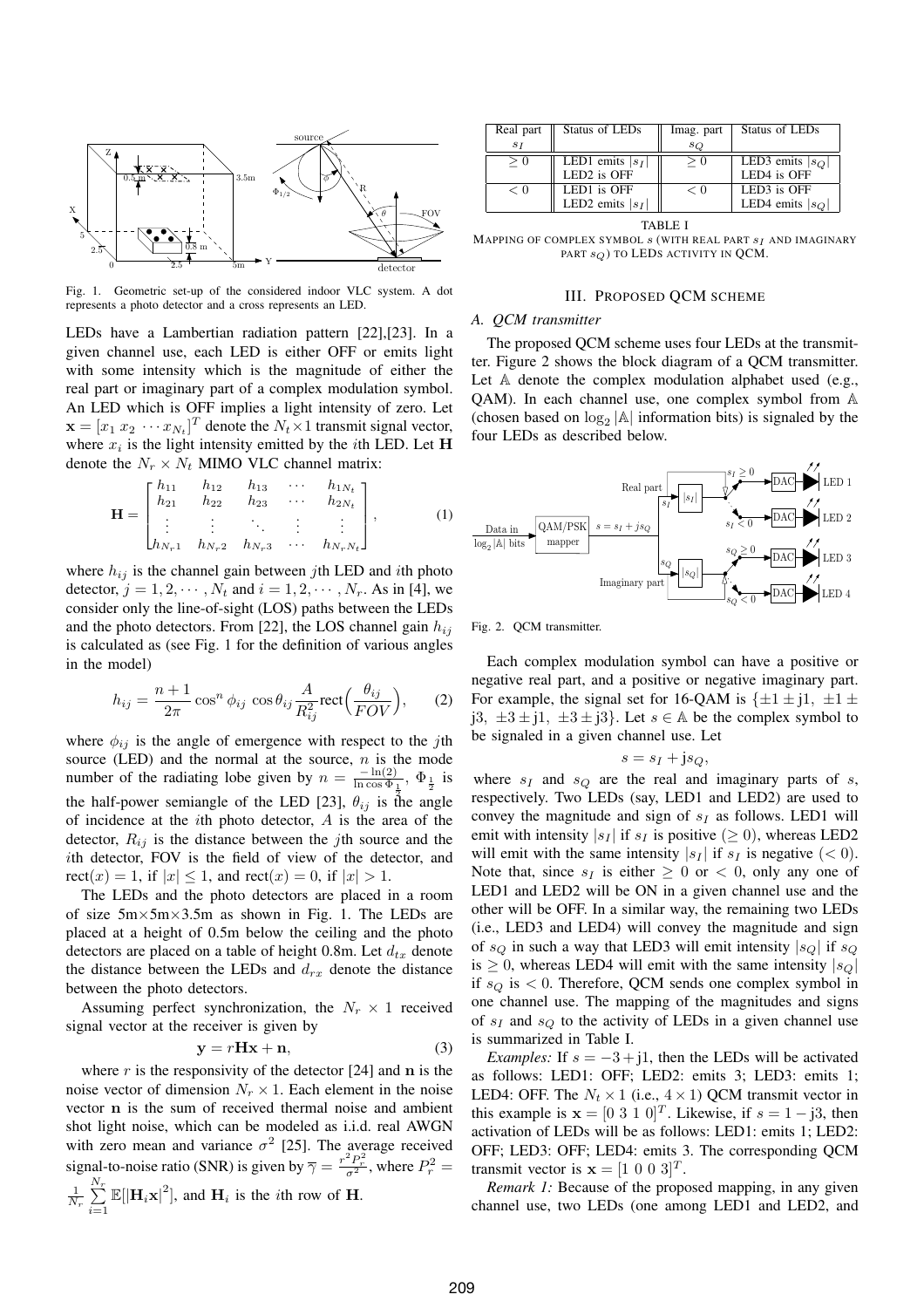Fig. 1. Geometric set-up of the considered indoor VLC system. A dot represents a photo detector and a cross represents an LED.

LEDs have a Lambertian radiation pattern [22],[23]. In a given channel use, each LED is either OFF or emits light with some intensity which is the magnitude of either the real part or imaginary part of a complex modulation symbol. An LED which is OFF implies a light intensity of zero. Let $\mathbf{x} = [x_1 \ x_2 \ \cdots x_{N_t}]^T$ denote the $N_t \times 1$ transmit signal vector, where $x_i$ is the light intensity emitted by the $i$th LED. Let $\mathbf{H}$ denote the $N_r \times N_t$ MIMO VLC channel matrix:

$$\mathbf{H} = \begin{bmatrix} h_{11} & h_{12} & h_{13} & \cdots & h_{1N_t} \\ h_{21} & h_{22} & h_{23} & \cdots & h_{2N_t} \\ \vdots & \vdots & \ddots & \vdots & \vdots \\ h_{N_r1} & h_{N_r2} & h_{N_r3} & \cdots & h_{N_rN_t} \end{bmatrix}, \quad (1)$$

where $h_{ij}$ is the channel gain between $j$th LED and $i$th photo detector, $j = 1, 2, \cdots, N_t$ and $i = 1, 2, \cdots, N_r$. As in [4], we consider only the line-of-sight (LOS) paths between the LEDs and the photo detectors. From [22], the LOS channel gain $h_{ij}$ is calculated as (see Fig. 1 for the definition of various angles in the model)

$$h_{ij} = \frac{n+1}{2\pi} \cos^n \phi_{ij} \cos \theta_{ij} \frac{A}{R_{ij}^2} \text{rect}\Big(\frac{\theta_{ij}}{FOV}\Big), \quad (2)$$

where $\phi_{ij}$ is the angle of emergence with respect to the $j$th source (LED) and the normal at the source, $n$ is the mode number of the radiating lobe given by $n = \frac{-\ln(2)}{\ln \cos \Phi_{\frac{1}{2}}}$, $\Phi_{\frac{1}{2}}$ is the half-power semiangle of the LED [23], $\theta_{ij}$ is the angle of incidence at the $i$th photo detector, $A$ is the area of the detector, $R_{ij}$ is the distance between the $j$th source and the $i$th detector, FOV is the field of view of the detector, and $\text{rect}(x) = 1$, if $|x| \leq 1$, and $\text{rect}(x) = 0$, if $|x| > 1$.

The LEDs and the photo detectors are placed in a room of size 5m×5m×3.5m as shown in Fig. 1. The LEDs are placed at a height of 0.5m below the ceiling and the photo detectors are placed on a table of height 0.8m. Let $d_{tx}$ denote the distance between the LEDs and $d_{rx}$ denote the distance between the photo detectors.

Assuming perfect synchronization, the $N_r \times 1$ received signal vector at the receiver is given by

$$\mathbf{y} = r\mathbf{H}\mathbf{x} + \mathbf{n}, \quad (3)$$

where $r$ is the responsivity of the detector [24] and $\mathbf{n}$ is the noise vector of dimension $N_r \times 1$. Each element in the noise vector $\mathbf{n}$ is the sum of received thermal noise and ambient shot light noise, which can be modeled as i.i.d. real AWGN with zero mean and variance $\sigma^2$ [25]. The average received signal-to-noise ratio (SNR) is given by $\overline{\gamma} = \frac{r^2 P_r^2}{\sigma^2}$, where $P_r^2 = \frac{1}{N_r} \sum_{i=1}^{N_r} \mathbb{E}[|\mathbf{H}_i \mathbf{x}|^2]$, and $\mathbf{H}_i$ is the $i$th row of $\mathbf{H}$.

| Real part $s_I$ | Status of LEDs | Imag. part $s_Q$ | Status of LEDs |
|---|---|---|---|
| $\geq 0$ | LED1 emits $\lvert s_I \rvert$ LED2 is OFF | $\geq 0$ | LED3 emits $\lvert s_Q \rvert$ LED4 is OFF |
| $< 0$ | LED1 is OFF LED2 emits $\lvert s_I \rvert$ | $< 0$ | LED3 is OFF LED4 emits $\lvert s_Q \rvert$ |

TABLE I
MAPPING OF COMPLEX SYMBOL $s$ (WITH REAL PART $s_I$ AND IMAGINARY PART $s_Q$) TO LEDS ACTIVITY IN QCM.

## III. PROPOSED QCM SCHEME

### A. QCM transmitter

The proposed QCM scheme uses four LEDs at the transmitter. Figure 2 shows the block diagram of a QCM transmitter. Let $\mathbb{A}$ denote the complex modulation alphabet used (e.g., QAM). In each channel use, one complex symbol from $\mathbb{A}$ (chosen based on $\log_2 |\mathbb{A}|$ information bits) is signaled by the four LEDs as described below.

Fig. 2. QCM transmitter.

Each complex modulation symbol can have a positive or negative real part, and a positive or negative imaginary part. For example, the signal set for 16-QAM is $\{\pm 1 \pm \mathrm{j}1, \ \pm 1 \pm \mathrm{j}3, \ \pm 3 \pm \mathrm{j}1, \ \pm 3 \pm \mathrm{j}3\}$. Let $s \in \mathbb{A}$ be the complex symbol to be signaled in a given channel use. Let

$$s = s_I + \mathrm{j}s_Q,$$

where $s_I$ and $s_Q$ are the real and imaginary parts of $s$, respectively. Two LEDs (say, LED1 and LED2) are used to convey the magnitude and sign of $s_I$ as follows. LED1 will emit with intensity $|s_I|$ if $s_I$ is positive ($\geq 0$), whereas LED2 will emit with the same intensity $|s_I|$ if $s_I$ is negative ($< 0$). Note that, since $s_I$ is either $\geq 0$ or $< 0$, only any one of LED1 and LED2 will be ON in a given channel use and the other will be OFF. In a similar way, the remaining two LEDs (i.e., LED3 and LED4) will convey the magnitude and sign of $s_Q$ in such a way that LED3 will emit intensity $|s_Q|$ if $s_Q$ is $\geq 0$, whereas LED4 will emit with the same intensity $|s_Q|$ if $s_Q$ is $< 0$. Therefore, QCM sends one complex symbol in one channel use. The mapping of the magnitudes and signs of $s_I$ and $s_Q$ to the activity of LEDs in a given channel use is summarized in Table I.

*Examples:* If $s = -3 + \mathrm{j}1$, then the LEDs will be activated as follows: LED1: OFF; LED2: emits 3; LED3: emits 1; LED4: OFF. The $N_t \times 1$ (i.e., $4 \times 1$) QCM transmit vector in this example is $\mathbf{x} = [0 \ 3 \ 1 \ 0]^T$. Likewise, if $s = 1 - \mathrm{j}3$, then activation of LEDs will be as follows: LED1: emits 1; LED2: OFF; LED3: OFF; LED4: emits 3. The corresponding QCM transmit vector is $\mathbf{x} = [1 \ 0 \ 0 \ 3]^T$.

*Remark 1:* Because of the proposed mapping, in any given channel use, two LEDs (one among LED1 and LED2, and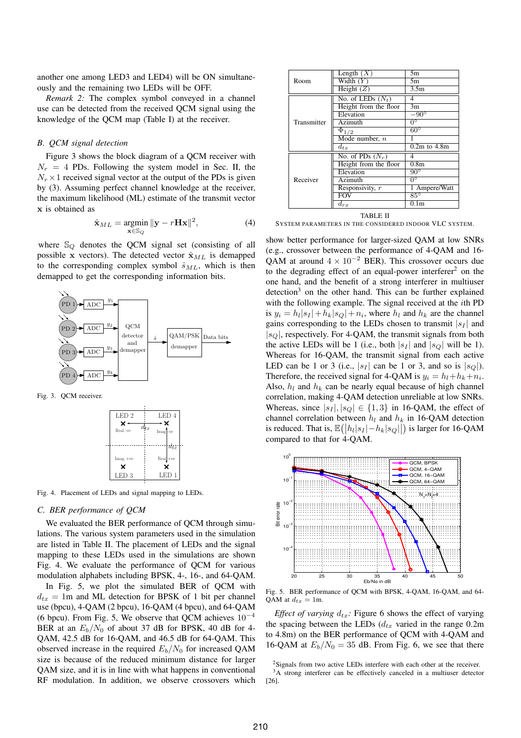another one among LED3 and LED4) will be ON simultaneously and the remaining two LEDs will be OFF.

*Remark 2:* The complex symbol conveyed in a channel use can be detected from the received QCM signal using the knowledge of the QCM map (Table I) at the receiver.

### B. QCM signal detection

Figure 3 shows the block diagram of a QCM receiver with $N_r = 4$ PDs. Following the system model in Sec. II, the $N_r \times 1$ received signal vector at the output of the PDs is given by (3). Assuming perfect channel knowledge at the receiver, the maximum likelihood (ML) estimate of the transmit vector $\mathbf{x}$ is obtained as

$$\hat{\mathbf{x}}_{ML} = \underset{\mathbf{x} \in \mathbb{S}_Q}{\text{argmin}} \, \|\mathbf{y} - r\mathbf{H}\mathbf{x}\|^2, \tag{4}$$

where $\mathbb{S}_Q$ denotes the QCM signal set (consisting of all possible $\mathbf{x}$ vectors). The detected vector $\hat{\mathbf{x}}_{ML}$ is demapped to the corresponding complex symbol $\hat{s}_{ML}$, which is then demapped to get the corresponding information bits.

Fig. 3. QCM receiver.

Fig. 4. Placement of LEDs and signal mapping to LEDs.

### C. BER performance of QCM

We evaluated the BER performance of QCM through simulations. The various system parameters used in the simulation are listed in Table II. The placement of LEDs and the signal mapping to these LEDs used in the simulations are shown Fig. 4. We evaluate the performance of QCM for various modulation alphabets including BPSK, 4-, 16-, and 64-QAM.

| | | |
|---|---|---|
| Room | Length ($X$) | 5m |
| | Width ($Y$) | 5m |
| | Height ($Z$) | 3.5m |
| Transmitter | No. of LEDs ($N_t$) | 4 |
| | Height from the floor | 3m |
| | Elevation | $-90°$ |
| | Azimuth | $0°$ |
| | $\Phi_{1/2}$ | $60°$ |
| | Mode number, $n$ | 1 |
| | $d_{tx}$ | 0.2m to 4.8m |
| Receiver | No. of PDs ($N_r$) | 4 |
| | Height from the floor | 0.8m |
| | Elevation | $90°$ |
| | Azimuth | $0°$ |
| | Responsivity, $r$ | 1 Ampere/Watt |
| | FOV | $85°$ |
| | $d_{rx}$ | 0.1m |

TABLE II
SYSTEM PARAMETERS IN THE CONSIDERED INDOOR VLC SYSTEM.

In Fig. 5, we plot the simulated BER of QCM with $d_{tx} = 1$m and ML detection for BPSK of 1 bit per channel use (bpcu), 4-QAM (2 bpcu), 16-QAM (4 bpcu), and 64-QAM (6 bpcu). From Fig. 5, We observe that QCM achieves $10^{-4}$ BER at an $E_b/N_0$ of about 37 dB for BPSK, 40 dB for 4-QAM, 42.5 dB for 16-QAM, and 46.5 dB for 64-QAM. This observed increase in the required $E_b/N_0$ for increased QAM size is because of the reduced minimum distance for larger QAM size, and it is in line with what happens in conventional RF modulation. In addition, we observe crossovers which show better performance for larger-sized QAM at low SNRs (e.g., crossover between the performance of 4-QAM and 16-QAM at around $4 \times 10^{-2}$ BER). This crossover occurs due to the degrading effect of an equal-power interferer[2] on the one hand, and the benefit of a strong interferer in multiuser detection[3] on the other hand. This can be further explained with the following example. The signal received at the $i$th PD is $y_i = h_l|s_I| + h_k|s_Q| + n_i$, where $h_l$ and $h_k$ are the channel gains corresponding to the LEDs chosen to transmit $|s_I|$ and $|s_Q|$, respectively. For 4-QAM, the transmit signals from both the active LEDs will be 1 (i.e., both $|s_I|$ and $|s_Q|$ will be 1). Whereas for 16-QAM, the transmit signal from each active LED can be 1 or 3 (i.e., $|s_I|$ can be 1 or 3, and so is $|s_Q|$). Therefore, the received signal for 4-QAM is $y_i = h_l + h_k + n_i$. Also, $h_l$ and $h_k$ can be nearly equal because of high channel correlation, making 4-QAM detection unreliable at low SNRs. Whereas, since $|s_I|, |s_Q| \in \{1, 3\}$ in 16-QAM, the effect of channel correlation between $h_l$ and $h_k$ in 16-QAM detection is reduced. That is, $\mathbb{E}(\big|h_l|s_I| - h_k|s_Q|\big|)$ is larger for 16-QAM compared to that for 4-QAM.

Fig. 5. BER performance of QCM with BPSK, 4-QAM, 16-QAM, and 64-QAM at $d_{tx} = 1$m.

*Effect of varying $d_{tx}$:* Figure 6 shows the effect of varying the spacing between the LEDs ($d_{tx}$ varied in the range 0.2m to 4.8m) on the BER performance of QCM with 4-QAM and 16-QAM at $E_b/N_0 = 35$ dB. From Fig. 6, we see that there

[2]Signals from two active LEDs interfere with each other at the receiver.

[3]A strong interferer can be effectively canceled in a multiuser detector [26].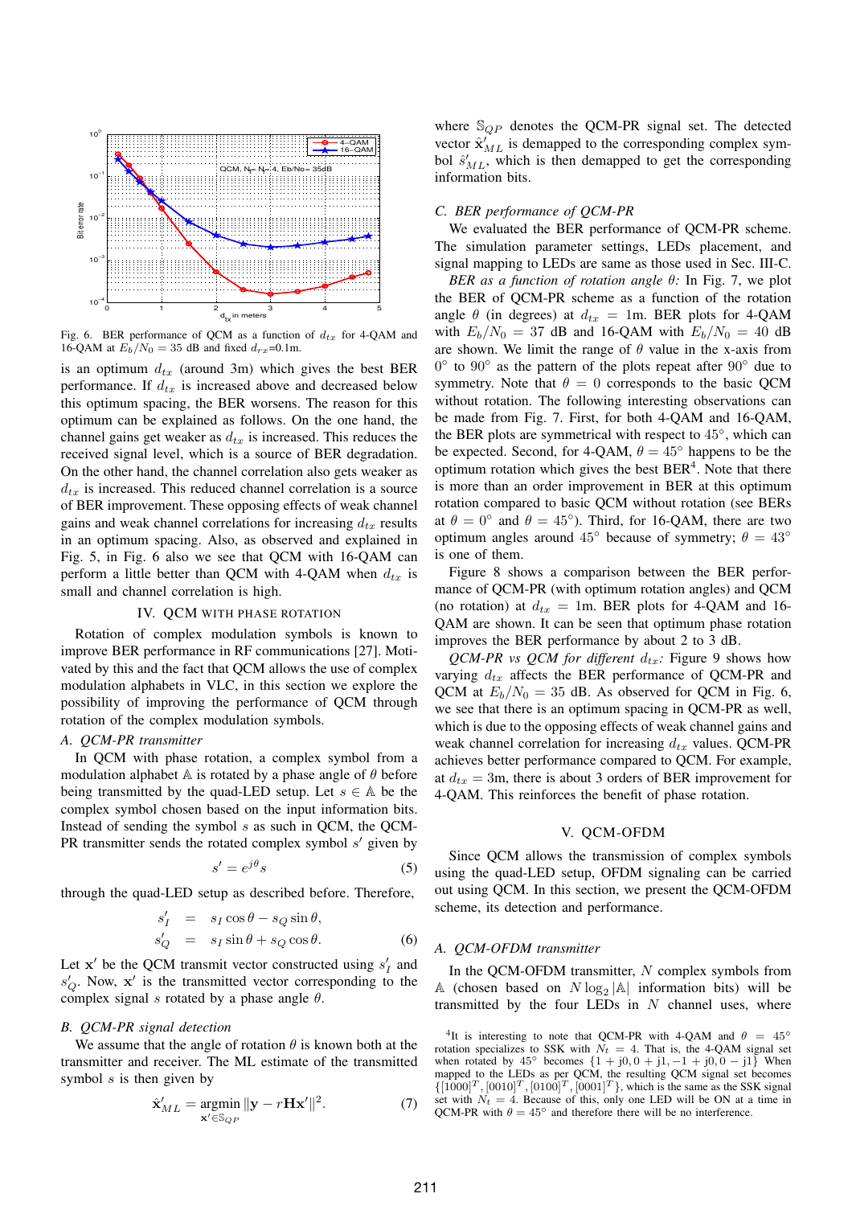Fig. 6. BER performance of QCM as a function of $d_{tx}$ for 4-QAM and 16-QAM at $E_b/N_0 = 35$ dB and fixed $d_{rx}$=0.1m.

is an optimum $d_{tx}$ (around 3m) which gives the best BER performance. If $d_{tx}$ is increased above and decreased below this optimum spacing, the BER worsens. The reason for this optimum can be explained as follows. On the one hand, the channel gains get weaker as $d_{tx}$ is increased. This reduces the received signal level, which is a source of BER degradation. On the other hand, the channel correlation also gets weaker as $d_{tx}$ is increased. This reduced channel correlation is a source of BER improvement. These opposing effects of weak channel gains and weak channel correlations for increasing $d_{tx}$ results in an optimum spacing. Also, as observed and explained in Fig. 5, in Fig. 6 also we see that QCM with 16-QAM can perform a little better than QCM with 4-QAM when $d_{tx}$ is small and channel correlation is high.

## IV. QCM WITH PHASE ROTATION

Rotation of complex modulation symbols is known to improve BER performance in RF communications [27]. Motivated by this and the fact that QCM allows the use of complex modulation alphabets in VLC, in this section we explore the possibility of improving the performance of QCM through rotation of the complex modulation symbols.

### A. QCM-PR transmitter

In QCM with phase rotation, a complex symbol from a modulation alphabet $\mathbb{A}$ is rotated by a phase angle of $\theta$ before being transmitted by the quad-LED setup. Let $s \in \mathbb{A}$ be the complex symbol chosen based on the input information bits. Instead of sending the symbol $s$ as such in QCM, the QCM-PR transmitter sends the rotated complex symbol $s'$ given by

$$s' = e^{j\theta}s \tag{5}$$

through the quad-LED setup as described before. Therefore,

$$\begin{aligned} s'_I &= s_I \cos\theta - s_Q \sin\theta, \\ s'_Q &= s_I \sin\theta + s_Q \cos\theta. \end{aligned} \tag{6}$$

Let $\mathbf{x}'$ be the QCM transmit vector constructed using $s'_I$ and $s'_Q$. Now, $\mathbf{x}'$ is the transmitted vector corresponding to the complex signal $s$ rotated by a phase angle $\theta$.

### B. QCM-PR signal detection

We assume that the angle of rotation $\theta$ is known both at the transmitter and receiver. The ML estimate of the transmitted symbol $s$ is then given by

$$\hat{\mathbf{x}}'_{ML} = \underset{\mathbf{x}' \in \mathbb{S}_{QP}}{\operatorname{argmin}} \|\mathbf{y} - r\mathbf{H}\mathbf{x}'\|^2. \tag{7}$$

where $\mathbb{S}_{QP}$ denotes the QCM-PR signal set. The detected vector $\hat{\mathbf{x}}'_{ML}$ is demapped to the corresponding complex symbol $\hat{s}'_{ML}$, which is then demapped to get the corresponding information bits.

### C. BER performance of QCM-PR

We evaluated the BER performance of QCM-PR scheme. The simulation parameter settings, LEDs placement, and signal mapping to LEDs are same as those used in Sec. III-C.

*BER as a function of rotation angle $\theta$:* In Fig. 7, we plot the BER of QCM-PR scheme as a function of the rotation angle $\theta$ (in degrees) at $d_{tx} = 1$m. BER plots for 4-QAM with $E_b/N_0 = 37$ dB and 16-QAM with $E_b/N_0 = 40$ dB are shown. We limit the range of $\theta$ value in the x-axis from $0°$ to $90°$ as the pattern of the plots repeat after $90°$ due to symmetry. Note that $\theta = 0$ corresponds to the basic QCM without rotation. The following interesting observations can be made from Fig. 7. First, for both 4-QAM and 16-QAM, the BER plots are symmetrical with respect to $45°$, which can be expected. Second, for 4-QAM, $\theta = 45°$ happens to be the optimum rotation which gives the best BER[4]. Note that there is more than an order improvement in BER at this optimum rotation compared to basic QCM without rotation (see BERs at $\theta = 0°$ and $\theta = 45°$). Third, for 16-QAM, there are two optimum angles around $45°$ because of symmetry; $\theta = 43°$ is one of them.

Figure 8 shows a comparison between the BER performance of QCM-PR (with optimum rotation angles) and QCM (no rotation) at $d_{tx} = 1$m. BER plots for 4-QAM and 16-QAM are shown. It can be seen that optimum phase rotation improves the BER performance by about 2 to 3 dB.

*QCM-PR vs QCM for different $d_{tx}$:* Figure 9 shows how varying $d_{tx}$ affects the BER performance of QCM-PR and QCM at $E_b/N_0 = 35$ dB. As observed for QCM in Fig. 6, we see that there is an optimum spacing in QCM-PR as well, which is due to the opposing effects of weak channel gains and weak channel correlation for increasing $d_{tx}$ values. QCM-PR achieves better performance compared to QCM. For example, at $d_{tx} = 3$m, there is about 3 orders of BER improvement for 4-QAM. This reinforces the benefit of phase rotation.

## V. QCM-OFDM

Since QCM allows the transmission of complex symbols using the quad-LED setup, OFDM signaling can be carried out using QCM. In this section, we present the QCM-OFDM scheme, its detection and performance.

### A. QCM-OFDM transmitter

In the QCM-OFDM transmitter, $N$ complex symbols from $\mathbb{A}$ (chosen based on $N \log_2 |\mathbb{A}|$ information bits) will be transmitted by the four LEDs in $N$ channel uses, where

[4] It is interesting to note that QCM-PR with 4-QAM and $\theta = 45°$ rotation specializes to SSK with $N_t = 4$. That is, the 4-QAM signal set when rotated by $45°$ becomes $\{1 + j0, 0 + j1, -1 + j0, 0 - j1\}$. When mapped to the LEDs as per QCM, the resulting QCM signal set becomes $\{[1000]^T, [0010]^T, [0100]^T, [0001]^T\}$, which is the same as the SSK signal set with $N_t = 4$. Because of this, only one LED will be ON at a time in QCM-PR with $\theta = 45°$ and therefore there will be no interference.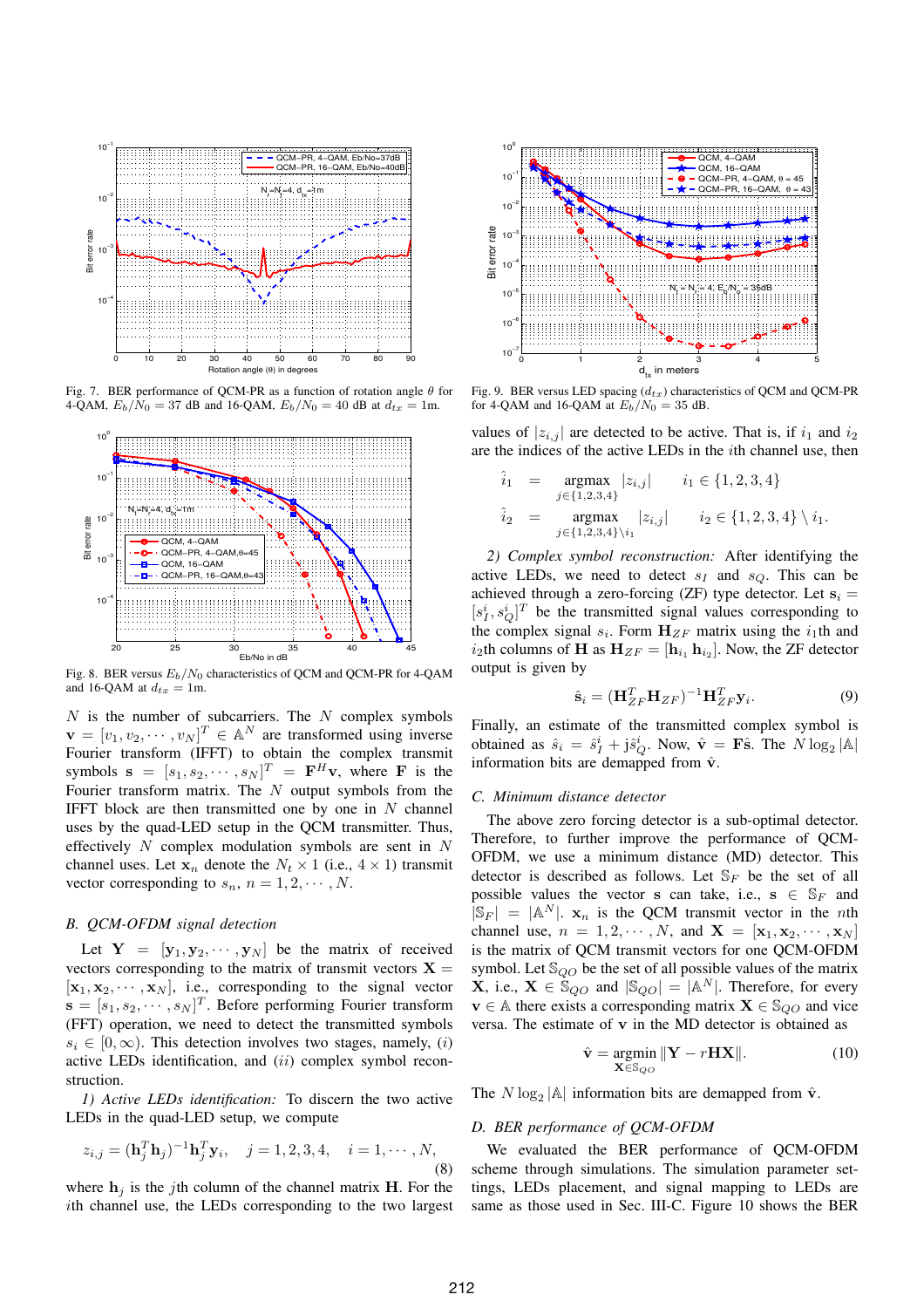Fig. 7. BER performance of QCM-PR as a function of rotation angle $\theta$ for 4-QAM, $E_b/N_0 = 37$ dB and 16-QAM, $E_b/N_0 = 40$ dB at $d_{tx} = 1$m.

Fig. 8. BER versus $E_b/N_0$ characteristics of QCM and QCM-PR for 4-QAM and 16-QAM at $d_{tx} = 1$m.

$N$ is the number of subcarriers. The $N$ complex symbols $\mathbf{v} = [v_1, v_2, \cdots, v_N]^T \in \mathbb{A}^N$ are transformed using inverse Fourier transform (IFFT) to obtain the complex transmit symbols $\mathbf{s} = [s_1, s_2, \cdots, s_N]^T = \mathbf{F}^H\mathbf{v}$, where $\mathbf{F}$ is the Fourier transform matrix. The $N$ output symbols from the IFFT block are then transmitted one by one in $N$ channel uses by the quad-LED setup in the QCM transmitter. Thus, effectively $N$ complex modulation symbols are sent in $N$ channel uses. Let $\mathbf{x}_n$ denote the $N_t \times 1$ (i.e., $4 \times 1$) transmit vector corresponding to $s_n$, $n = 1, 2, \cdots, N$.

### B. QCM-OFDM signal detection

Let $\mathbf{Y} = [\mathbf{y}_1, \mathbf{y}_2, \cdots, \mathbf{y}_N]$ be the matrix of received vectors corresponding to the matrix of transmit vectors $\mathbf{X} = [\mathbf{x}_1, \mathbf{x}_2, \cdots, \mathbf{x}_N]$, i.e., corresponding to the signal vector $\mathbf{s} = [s_1, s_2, \cdots, s_N]^T$. Before performing Fourier transform (FFT) operation, we need to detect the transmitted symbols $s_i \in [0, \infty)$. This detection involves two stages, namely, $(i)$ active LEDs identification, and $(ii)$ complex symbol reconstruction.

*1) Active LEDs identification:* To discern the two active LEDs in the quad-LED setup, we compute

$$z_{i,j} = (\mathbf{h}_j^T\mathbf{h}_j)^{-1}\mathbf{h}_j^T\mathbf{y}_i, \quad j = 1, 2, 3, 4, \quad i = 1, \cdots, N, \tag{8}$$

where $\mathbf{h}_j$ is the $j$th column of the channel matrix $\mathbf{H}$. For the $i$th channel use, the LEDs corresponding to the two largest values of $|z_{i,j}|$ are detected to be active. That is, if $i_1$ and $i_2$ are the indices of the active LEDs in the $i$th channel use, then

$$\hat{i}_1 = \underset{j \in \{1,2,3,4\}}{\text{argmax}} \; |z_{i,j}| \qquad i_1 \in \{1, 2, 3, 4\}$$

$$\hat{i}_2 = \underset{j \in \{1,2,3,4\} \setminus i_1}{\text{argmax}} \; |z_{i,j}| \qquad i_2 \in \{1, 2, 3, 4\} \setminus i_1.$$

*2) Complex symbol reconstruction:* After identifying the active LEDs, we need to detect $s_I$ and $s_Q$. This can be achieved through a zero-forcing (ZF) type detector. Let $\mathbf{s}_i = [s_I^i, s_Q^i]^T$ be the transmitted signal values corresponding to the complex signal $s_i$. Form $\mathbf{H}_{ZF}$ matrix using the $i_1$th and $i_2$th columns of $\mathbf{H}$ as $\mathbf{H}_{ZF} = [\mathbf{h}_{i_1} \; \mathbf{h}_{i_2}]$. Now, the ZF detector output is given by

$$\hat{\mathbf{s}}_i = (\mathbf{H}_{ZF}^T\mathbf{H}_{ZF})^{-1}\mathbf{H}_{ZF}^T\mathbf{y}_i. \tag{9}$$

Finally, an estimate of the transmitted complex symbol is obtained as $\hat{s}_i = \hat{s}_I^i + \mathrm{j}\hat{s}_Q^i$. Now, $\hat{\mathbf{v}} = \mathbf{F}\hat{\mathbf{s}}$. The $N\log_2|\mathbb{A}|$ information bits are demapped from $\hat{\mathbf{v}}$.

### C. Minimum distance detector

The above zero forcing detector is a sub-optimal detector. Therefore, to further improve the performance of QCM-OFDM, we use a minimum distance (MD) detector. This detector is described as follows. Let $\mathbb{S}_F$ be the set of all possible values the vector $\mathbf{s}$ can take, i.e., $\mathbf{s} \in \mathbb{S}_F$ and $|\mathbb{S}_F| = |\mathbb{A}^N|$. $\mathbf{x}_n$ is the QCM transmit vector in the $n$th channel use, $n = 1, 2, \cdots, N$, and $\mathbf{X} = [\mathbf{x}_1, \mathbf{x}_2, \cdots, \mathbf{x}_N]$ is the matrix of QCM transmit vectors for one QCM-OFDM symbol. Let $\mathbb{S}_{QO}$ be the set of all possible values of the matrix $\mathbf{X}$, i.e., $\mathbf{X} \in \mathbb{S}_{QO}$ and $|\mathbb{S}_{QO}| = |\mathbb{A}^N|$. Therefore, for every $\mathbf{v} \in \mathbb{A}$ there exists a corresponding matrix $\mathbf{X} \in \mathbb{S}_{QO}$ and vice versa. The estimate of $\mathbf{v}$ in the MD detector is obtained as

$$\hat{\mathbf{v}} = \underset{\mathbf{X} \in \mathbb{S}_{QO}}{\text{argmin}} \; \|\mathbf{Y} - r\mathbf{H}\mathbf{X}\|. \tag{10}$$

The $N\log_2|\mathbb{A}|$ information bits are demapped from $\hat{\mathbf{v}}$.

### D. BER performance of QCM-OFDM

We evaluated the BER performance of QCM-OFDM scheme through simulations. The simulation parameter settings, LEDs placement, and signal mapping to LEDs are same as those used in Sec. III-C. Figure 10 shows the BER

Fig. 9. BER versus LED spacing ($d_{tx}$) characteristics of QCM and QCM-PR for 4-QAM and 16-QAM at $E_b/N_0 = 35$ dB.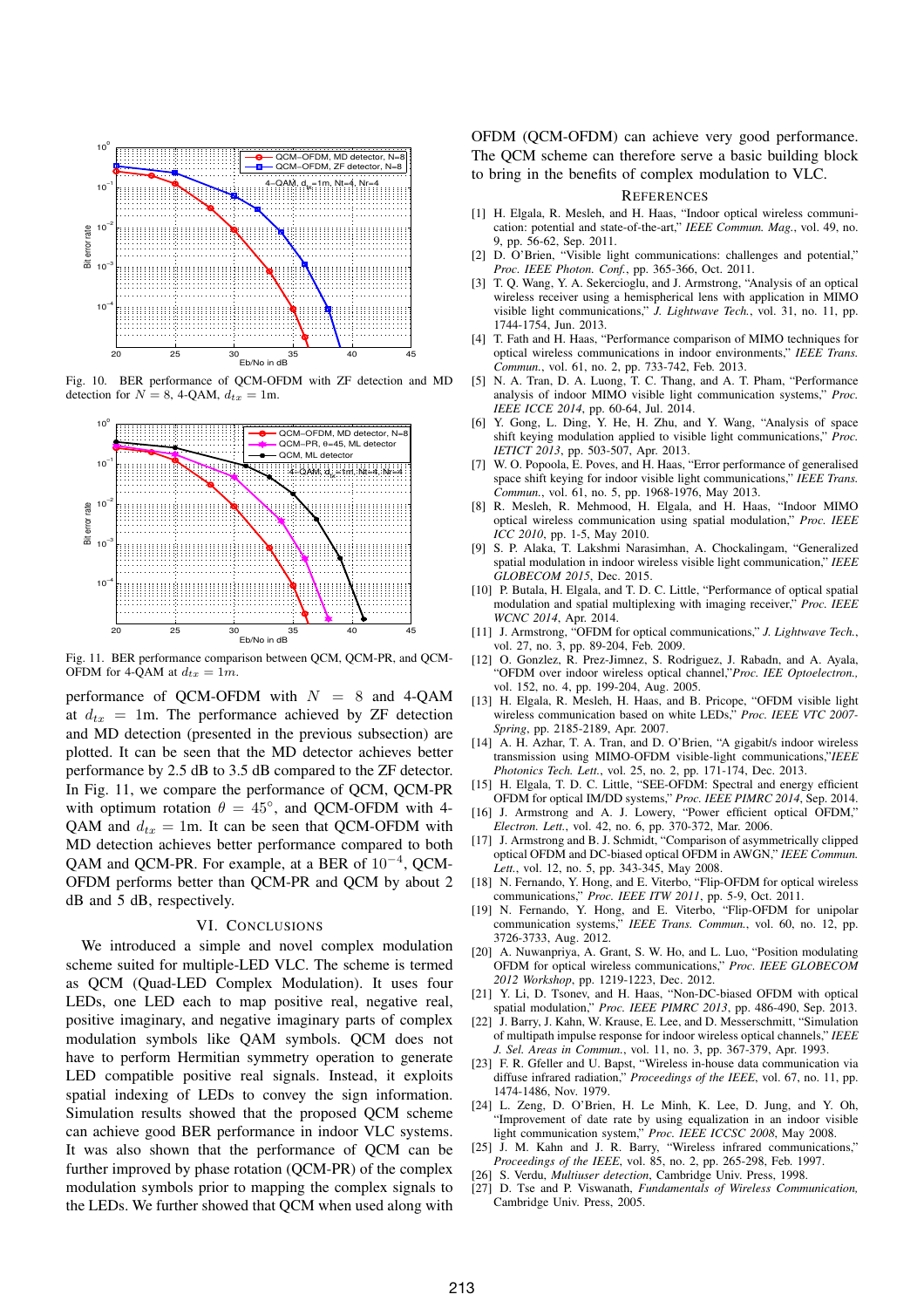$10^0$
$10^{-1}$
$10^{-2}$
$10^{-3}$
$10^{-4}$
Bit error rate
20 25 30 35 40 45
Eb/No in dB
QCM–OFDM, MD detector, N=8
QCM–OFDM, ZF detector, N=8
4–QAM, $d_{tx}$=1m, Nt=4, Nr=4

Fig. 10. BER performance of QCM-OFDM with ZF detection and MD detection for $N = 8$, 4-QAM, $d_{tx} = 1$m.

$10^0$
$10^{-1}$
$10^{-2}$
$10^{-3}$
$10^{-4}$
Bit error rate
20 25 30 35 40 45
Eb/No in dB
QCM–OFDM, MD detector, N=8
QCM–PR, θ=45, ML detector
QCM, ML detector
4–QAM, $d_{tx}$=1m, Nt=4, Nr=4

Fig. 11. BER performance comparison between QCM, QCM-PR, and QCM-OFDM for 4-QAM at $d_{tx} = 1m$.

performance of QCM-OFDM with $N = 8$ and 4-QAM at $d_{tx} = 1$m. The performance achieved by ZF detection and MD detection (presented in the previous subsection) are plotted. It can be seen that the MD detector achieves better performance by 2.5 dB to 3.5 dB compared to the ZF detector. In Fig. 11, we compare the performance of QCM, QCM-PR with optimum rotation $\theta = 45^\circ$, and QCM-OFDM with 4-QAM and $d_{tx} = 1$m. It can be seen that QCM-OFDM with MD detection achieves better performance compared to both QAM and QCM-PR. For example, at a BER of $10^{-4}$, QCM-OFDM performs better than QCM-PR and QCM by about 2 dB and 5 dB, respectively.

## VI. Conclusions

We introduced a simple and novel complex modulation scheme suited for multiple-LED VLC. The scheme is termed as QCM (Quad-LED Complex Modulation). It uses four LEDs, one LED each to map positive real, negative real, positive imaginary, and negative imaginary parts of complex modulation symbols like QAM symbols. QCM does not have to perform Hermitian symmetry operation to generate LED compatible positive real signals. Instead, it exploits spatial indexing of LEDs to convey the sign information. Simulation results showed that the proposed QCM scheme can achieve good BER performance in indoor VLC systems. It was also shown that the performance of QCM can be further improved by phase rotation (QCM-PR) of the complex modulation symbols prior to mapping the complex signals to the LEDs. We further showed that QCM when used along with OFDM (QCM-OFDM) can achieve very good performance. The QCM scheme can therefore serve a basic building block to bring in the benefits of complex modulation to VLC.

## References

[1] H. Elgala, R. Mesleh, and H. Haas, "Indoor optical wireless communication: potential and state-of-the-art," *IEEE Commun. Mag.*, vol. 49, no. 9, pp. 56-62, Sep. 2011.

[2] D. O'Brien, "Visible light communications: challenges and potential," *Proc. IEEE Photon. Conf.*, pp. 365-366, Oct. 2011.

[3] T. Q. Wang, Y. A. Sekercioglu, and J. Armstrong, "Analysis of an optical wireless receiver using a hemispherical lens with application in MIMO visible light communications," *J. Lightwave Tech.*, vol. 31, no. 11, pp. 1744-1754, Jun. 2013.

[4] T. Fath and H. Haas, "Performance comparison of MIMO techniques for optical wireless communications in indoor environments," *IEEE Trans. Commun.*, vol. 61, no. 2, pp. 733-742, Feb. 2013.

[5] N. A. Tran, D. A. Luong, T. C. Thang, and A. T. Pham, "Performance analysis of indoor MIMO visible light communication systems," *Proc. IEEE ICCE 2014*, pp. 60-64, Jul. 2014.

[6] Y. Gong, L. Ding, Y. He, H. Zhu, and Y. Wang, "Analysis of space shift keying modulation applied to visible light communications," *Proc. IETICT 2013*, pp. 503-507, Apr. 2013.

[7] W. O. Popoola, E. Poves, and H. Haas, "Error performance of generalised space shift keying for indoor visible light communications," *IEEE Trans. Commun.*, vol. 61, no. 5, pp. 1968-1976, May 2013.

[8] R. Mesleh, R. Mehmood, H. Elgala, and H. Haas, "Indoor MIMO optical wireless communication using spatial modulation," *Proc. IEEE ICC 2010*, pp. 1-5, May 2010.

[9] S. P. Alaka, T. Lakshmi Narasimhan, A. Chockalingam, "Generalized spatial modulation in indoor wireless visible light communication," *IEEE GLOBECOM 2015*, Dec. 2015.

[10] P. Butala, H. Elgala, and T. D. C. Little, "Performance of optical spatial modulation and spatial multiplexing with imaging receiver," *Proc. IEEE WCNC 2014*, Apr. 2014.

[11] J. Armstrong, "OFDM for optical communications," *J. Lightwave Tech.*, vol. 27, no. 3, pp. 89-204, Feb. 2009.

[12] O. Gonzlez, R. Prez-Jimnez, S. Rodriguez, J. Rabadn, and A. Ayala, "OFDM over indoor wireless optical channel,"*Proc. IEE Optoelectron.,* vol. 152, no. 4, pp. 199-204, Aug. 2005.

[13] H. Elgala, R. Mesleh, H. Haas, and B. Pricope, "OFDM visible light wireless communication based on white LEDs," *Proc. IEEE VTC 2007-Spring*, pp. 2185-2189, Apr. 2007.

[14] A. H. Azhar, T. A. Tran, and D. O'Brien, "A gigabit/s indoor wireless transmission using MIMO-OFDM visible-light communications,"*IEEE Photonics Tech. Lett.*, vol. 25, no. 2, pp. 171-174, Dec. 2013.

[15] H. Elgala, T. D. C. Little, "SEE-OFDM: Spectral and energy efficient OFDM for optical IM/DD systems," *Proc. IEEE PIMRC 2014*, Sep. 2014.

[16] J. Armstrong and A. J. Lowery, "Power efficient optical OFDM," *Electron. Lett.*, vol. 42, no. 6, pp. 370-372, Mar. 2006.

[17] J. Armstrong and B. J. Schmidt, "Comparison of asymmetrically clipped optical OFDM and DC-biased optical OFDM in AWGN," *IEEE Commun. Lett.*, vol. 12, no. 5, pp. 343-345, May 2008.

[18] N. Fernando, Y. Hong, and E. Viterbo, "Flip-OFDM for optical wireless communications," *Proc. IEEE ITW 2011*, pp. 5-9, Oct. 2011.

[19] N. Fernando, Y. Hong, and E. Viterbo, "Flip-OFDM for unipolar communication systems," *IEEE Trans. Commun.*, vol. 60, no. 12, pp. 3726-3733, Aug. 2012.

[20] A. Nuwanpriya, A. Grant, S. W. Ho, and L. Luo, "Position modulating OFDM for optical wireless communications," *Proc. IEEE GLOBECOM 2012 Workshop*, pp. 1219-1223, Dec. 2012.

[21] Y. Li, D. Tsonev, and H. Haas, "Non-DC-biased OFDM with optical spatial modulation," *Proc. IEEE PIMRC 2013*, pp. 486-490, Sep. 2013.

[22] J. Barry, J. Kahn, W. Krause, E. Lee, and D. Messerschmitt, "Simulation of multipath impulse response for indoor wireless optical channels," *IEEE J. Sel. Areas in Commun.*, vol. 11, no. 3, pp. 367-379, Apr. 1993.

[23] F. R. Gfeller and U. Bapst, "Wireless in-house data communication via diffuse infrared radiation," *Proceedings of the IEEE*, vol. 67, no. 11, pp. 1474-1486, Nov. 1979.

[24] L. Zeng, D. O'Brien, H. Le Minh, K. Lee, D. Jung, and Y. Oh, "Improvement of date rate by using equalization in an indoor visible light communication system," *Proc. IEEE ICCSC 2008*, May 2008.

[25] J. M. Kahn and J. R. Barry, "Wireless infrared communications," *Proceedings of the IEEE*, vol. 85, no. 2, pp. 265-298, Feb. 1997.

[26] S. Verdu, *Multiuser detection*, Cambridge Univ. Press, 1998.

[27] D. Tse and P. Viswanath, *Fundamentals of Wireless Communication,* Cambridge Univ. Press, 2005.